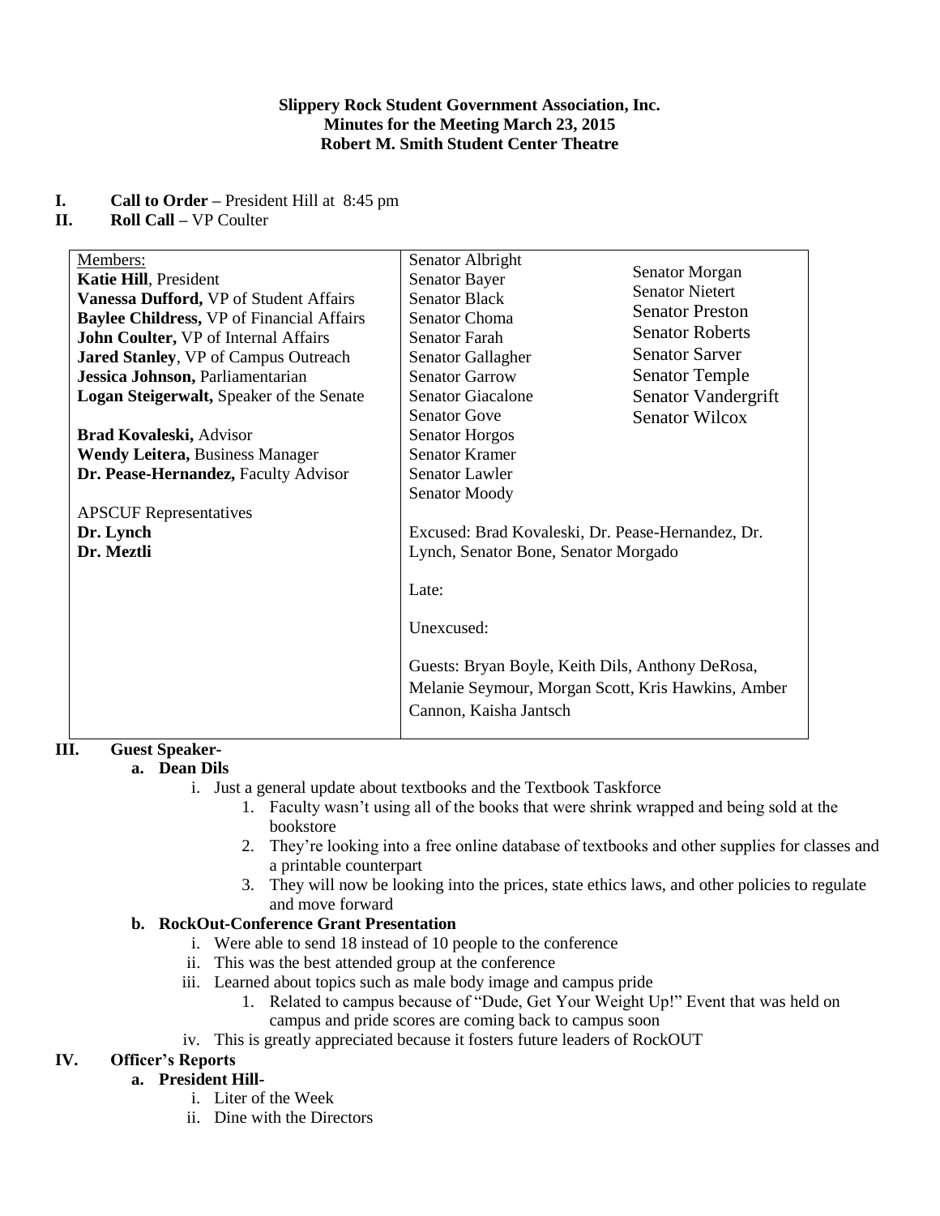**Slippery Rock Student Government Association, Inc.**
**Minutes for the Meeting March 23, 2015**
**Robert M. Smith Student Center Theatre**

**I. Call to Order –** President Hill at 8:45 pm

**II. Roll Call –** VP Coulter

| Members: | | |
|---|---|---|
| **Katie Hill**, President | Senator Albright | Senator Morgan |
| **Vanessa Dufford,** VP of Student Affairs | Senator Bayer | Senator Nietert |
| **Baylee Childress,** VP of Financial Affairs | Senator Black | Senator Preston |
| **John Coulter,** VP of Internal Affairs | Senator Choma | Senator Roberts |
| **Jared Stanley**, VP of Campus Outreach | Senator Farah | Senator Sarver |
| **Jessica Johnson,** Parliamentarian | Senator Gallagher | Senator Temple |
| **Logan Steigerwalt,** Speaker of the Senate | Senator Garrow | Senator Vandergrift |
| | Senator Giacalone | Senator Wilcox |
| **Brad Kovaleski,** Advisor | Senator Gove | |
| **Wendy Leitera,** Business Manager | Senator Horgos | |
| **Dr. Pease-Hernandez,** Faculty Advisor | Senator Kramer | |
| | Senator Lawler | |
| APSCUF Representatives | Senator Moody | |
| **Dr. Lynch** | | |
| **Dr. Meztli** | Excused: Brad Kovaleski, Dr. Pease-Hernandez, Dr. Lynch, Senator Bone, Senator Morgado | |
| | Late: | |
| | Unexcused: | |
| | Guests: Bryan Boyle, Keith Dils, Anthony DeRosa, Melanie Seymour, Morgan Scott, Kris Hawkins, Amber Cannon, Kaisha Jantsch | |

**III. Guest Speaker-**

**a. Dean Dils**

i. Just a general update about textbooks and the Textbook Taskforce

1. Faculty wasn't using all of the books that were shrink wrapped and being sold at the bookstore
2. They're looking into a free online database of textbooks and other supplies for classes and a printable counterpart
3. They will now be looking into the prices, state ethics laws, and other policies to regulate and move forward

**b. RockOut-Conference Grant Presentation**

i. Were able to send 18 instead of 10 people to the conference

ii. This was the best attended group at the conference

iii. Learned about topics such as male body image and campus pride

1. Related to campus because of "Dude, Get Your Weight Up!" Event that was held on campus and pride scores are coming back to campus soon

iv. This is greatly appreciated because it fosters future leaders of RockOUT

**IV. Officer's Reports**

**a. President Hill-**

i. Liter of the Week

ii. Dine with the Directors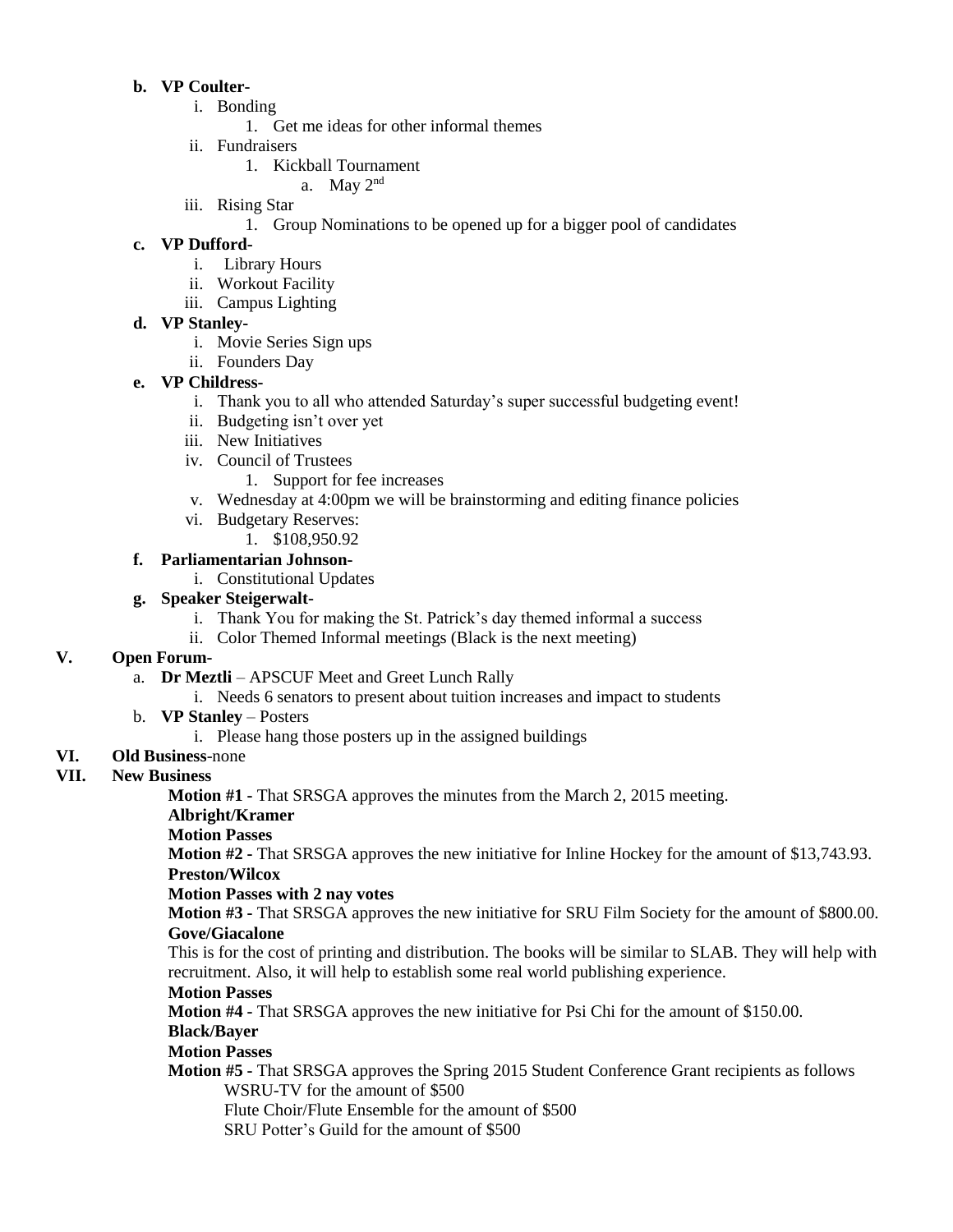- **b. VP Coulter-**
  - i. Bonding
    - 1. Get me ideas for other informal themes
  - ii. Fundraisers
    - 1. Kickball Tournament
      - a. May 2nd
  - iii. Rising Star
    - 1. Group Nominations to be opened up for a bigger pool of candidates
- **c. VP Dufford-**
  - i. Library Hours
  - ii. Workout Facility
  - iii. Campus Lighting
- **d. VP Stanley-**
  - i. Movie Series Sign ups
  - ii. Founders Day
- **e. VP Childress-**
  - i. Thank you to all who attended Saturday's super successful budgeting event!
  - ii. Budgeting isn't over yet
  - iii. New Initiatives
  - iv. Council of Trustees
    - 1. Support for fee increases
  - v. Wednesday at 4:00pm we will be brainstorming and editing finance policies
  - vi. Budgetary Reserves:
    - 1. $108,950.92
- **f. Parliamentarian Johnson-**
  - i. Constitutional Updates
- **g. Speaker Steigerwalt-**
  - i. Thank You for making the St. Patrick's day themed informal a success
  - ii. Color Themed Informal meetings (Black is the next meeting)

**V. Open Forum-**

- a. **Dr Meztli** – APSCUF Meet and Greet Lunch Rally
  - i. Needs 6 senators to present about tuition increases and impact to students
- b. **VP Stanley** – Posters
  - i. Please hang those posters up in the assigned buildings

**VI. Old Business**-none

**VII. New Business**

**Motion #1 -** That SRSGA approves the minutes from the March 2, 2015 meeting.
**Albright/Kramer**
**Motion Passes**

**Motion #2 -** That SRSGA approves the new initiative for Inline Hockey for the amount of $13,743.93.
**Preston/Wilcox**
**Motion Passes with 2 nay votes**

**Motion #3 -** That SRSGA approves the new initiative for SRU Film Society for the amount of $800.00.
**Gove/Giacalone**
This is for the cost of printing and distribution. The books will be similar to SLAB. They will help with recruitment. Also, it will help to establish some real world publishing experience.
**Motion Passes**

**Motion #4 -** That SRSGA approves the new initiative for Psi Chi for the amount of $150.00.
**Black/Bayer**
**Motion Passes**

**Motion #5 -** That SRSGA approves the Spring 2015 Student Conference Grant recipients as follows
WSRU-TV for the amount of $500
Flute Choir/Flute Ensemble for the amount of $500
SRU Potter's Guild for the amount of $500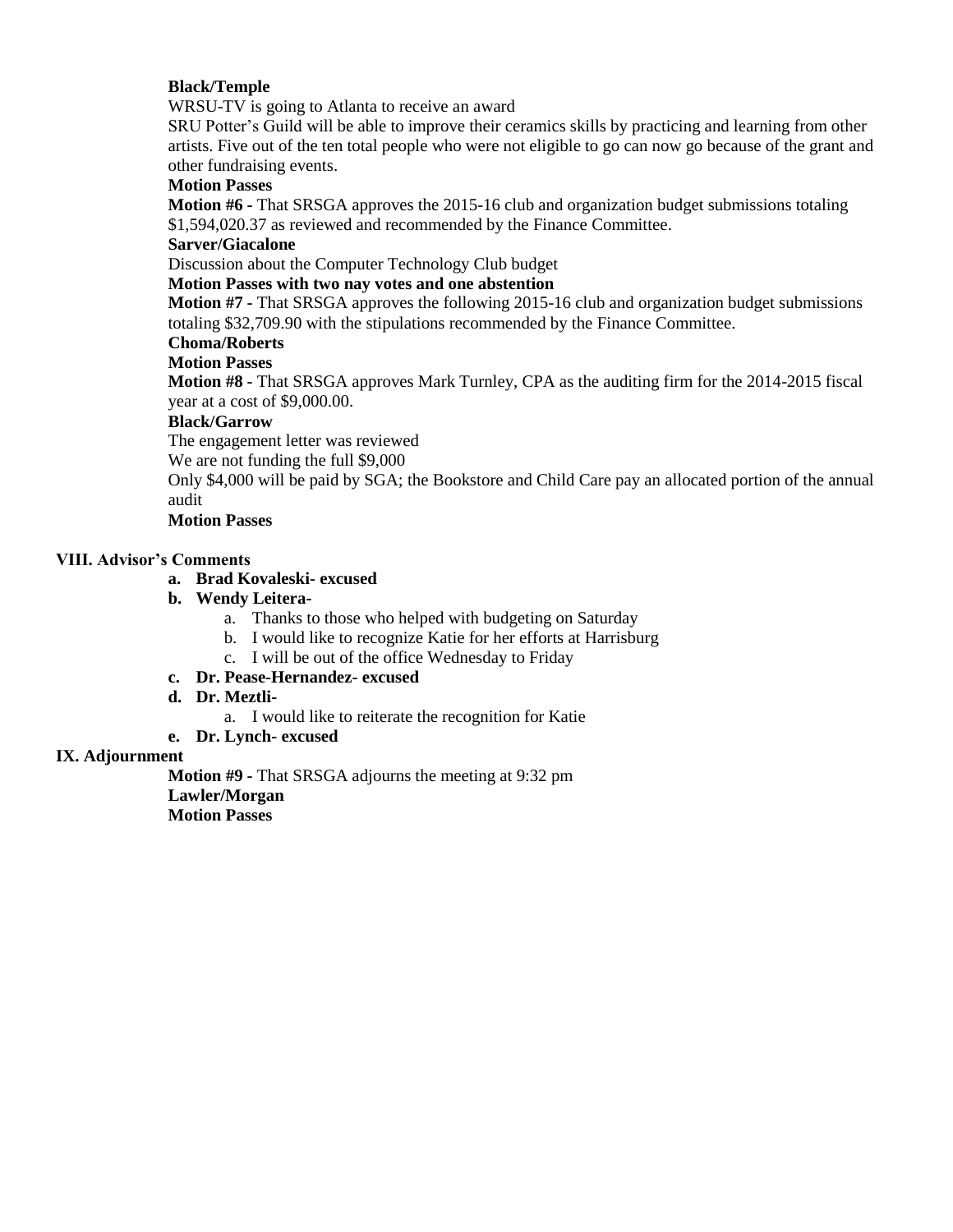**Black/Temple**

WRSU-TV is going to Atlanta to receive an award

SRU Potter's Guild will be able to improve their ceramics skills by practicing and learning from other artists. Five out of the ten total people who were not eligible to go can now go because of the grant and other fundraising events.

**Motion Passes**

**Motion #6 -** That SRSGA approves the 2015-16 club and organization budget submissions totaling $1,594,020.37 as reviewed and recommended by the Finance Committee.

**Sarver/Giacalone**

Discussion about the Computer Technology Club budget

**Motion Passes with two nay votes and one abstention**

**Motion #7 -** That SRSGA approves the following 2015-16 club and organization budget submissions totaling $32,709.90 with the stipulations recommended by the Finance Committee.

**Choma/Roberts**

**Motion Passes**

**Motion #8 -** That SRSGA approves Mark Turnley, CPA as the auditing firm for the 2014-2015 fiscal year at a cost of $9,000.00.

**Black/Garrow**

The engagement letter was reviewed

We are not funding the full $9,000

Only $4,000 will be paid by SGA; the Bookstore and Child Care pay an allocated portion of the annual audit

**Motion Passes**

**VIII. Advisor's Comments**

a. **Brad Kovaleski- excused**
b. **Wendy Leitera-**
   a. Thanks to those who helped with budgeting on Saturday
   b. I would like to recognize Katie for her efforts at Harrisburg
   c. I will be out of the office Wednesday to Friday
c. **Dr. Pease-Hernandez- excused**
d. **Dr. Meztli-**
   a. I would like to reiterate the recognition for Katie
e. **Dr. Lynch- excused**

**IX. Adjournment**

**Motion #9 -** That SRSGA adjourns the meeting at 9:32 pm

**Lawler/Morgan**

**Motion Passes**